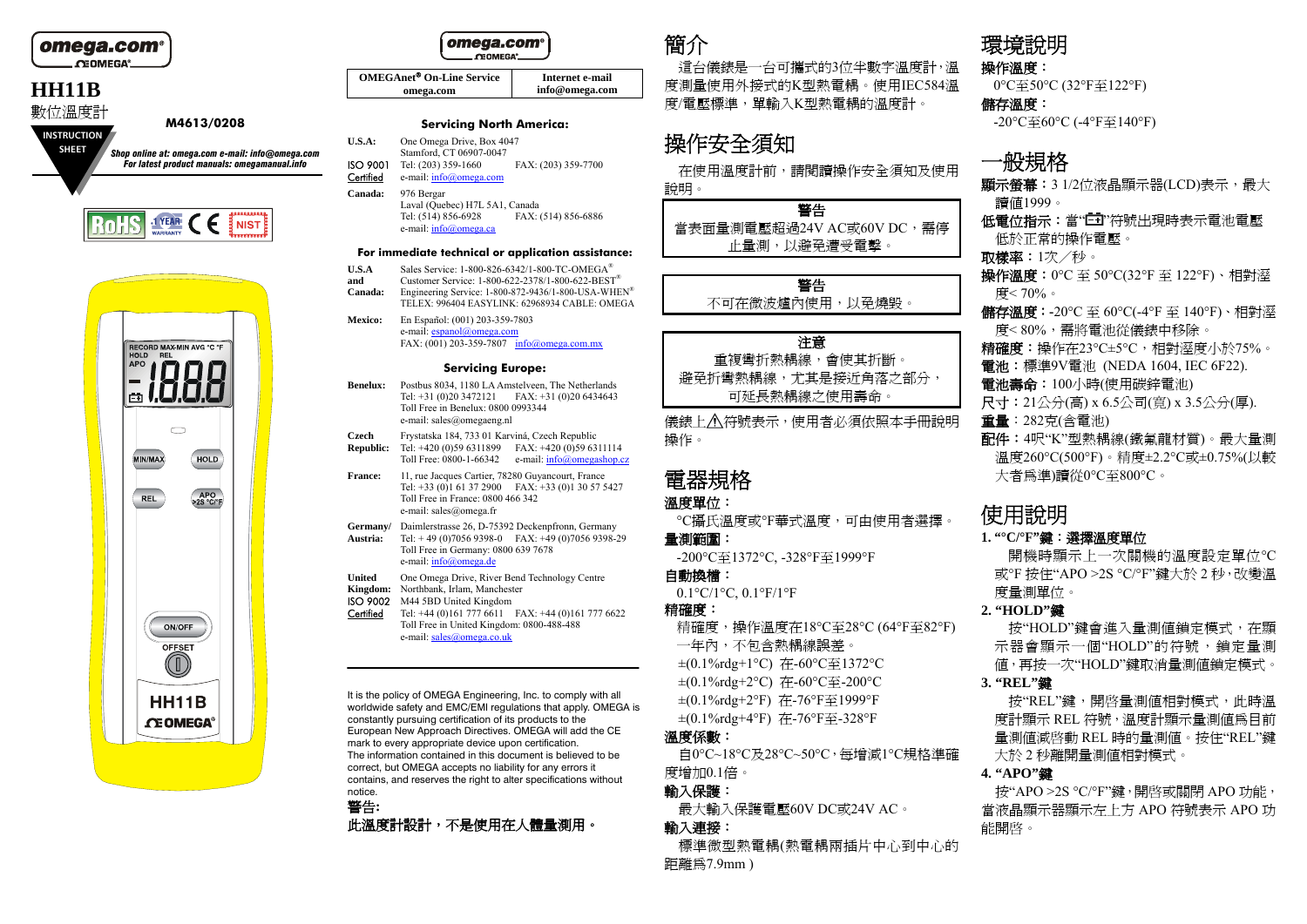omega.com®

# HH11B

數位溫度計

M4613/0208

INSTRUCTION SHEET

*Shop online at: omega.com e-mail: info@omega.com*
*For latest product manuals: omegamanual.info*

| OMEGAnet® On-Line Service omega.com | Internet e-mail info@omega.com |
|---|---|

**Servicing North America:**

**U.S.A:** One Omega Drive, Box 4047
Stamford, CT 06907-0047
**ISO 9001 Certified** Tel: (203) 359-1660 FAX: (203) 359-7700
e-mail: info@omega.com

**Canada:** 976 Bergar
Laval (Quebec) H7L 5A1, Canada
Tel: (514) 856-6928 FAX: (514) 856-6886
e-mail: info@omega.ca

**For immediate technical or application assistance:**

**U.S.A and Canada:** Sales Service: 1-800-826-6342/1-800-TC-OMEGA®
Customer Service: 1-800-622-2378/1-800-622-BEST®
Engineering Service: 1-800-872-9436/1-800-USA-WHEN®
TELEX: 996404 EASYLINK: 62968934 CABLE: OMEGA

**Mexico:** En Español: (001) 203-359-7803
e-mail: espanol@omega.com
FAX: (001) 203-359-7807 info@omega.com.mx

**Servicing Europe:**

**Benelux:** Postbus 8034, 1180 LA Amstelveen, The Netherlands
Tel: +31 (0)20 3472121 FAX: +31 (0)20 6434643
Toll Free in Benelux: 0800 0993344
e-mail: sales@omegaeng.nl

**Czech Republic:** Frystatska 184, 733 01 Karviná, Czech Republic
Tel: +420 (0)59 6311899 FAX: +420 (0)59 6311114
Toll Free: 0800-1-66342 e-mail: info@omegashop.cz

**France:** 11, rue Jacques Cartier, 78280 Guyancourt, France
Tel: +33 (0)1 61 37 2900 FAX: +33 (0)1 30 57 5427
Toll Free in France: 0800 466 342
e-mail: sales@omega.fr

**Germany/Austria:** Daimlerstrasse 26, D-75392 Deckenpfronn, Germany
Tel: + 49 (0)7056 9398-0 FAX: +49 (0)7056 9398-29
Toll Free in Germany: 0800 639 7678
e-mail: info@omega.de

**United Kingdom:** One Omega Drive, River Bend Technology Centre
Northbank, Irlam, Manchester
**ISO 9002 Certified** M44 5BD United Kingdom
Tel: +44 (0)161 777 6611 FAX: +44 (0)161 777 6622
Toll Free in United Kingdom: 0800-488-488
e-mail: sales@omega.co.uk

It is the policy of OMEGA Engineering, Inc. to comply with all worldwide safety and EMC/EMI regulations that apply. OMEGA is constantly pursuing certification of its products to the European New Approach Directives. OMEGA will add the CE mark to every appropriate device upon certification.
The information contained in this document is believed to be correct, but OMEGA accepts no liability for any errors it contains, and reserves the right to alter specifications without notice.

**警告:**
**此溫度計設計，不是使用在人體量測用。**

# 簡介

這台儀錶是一台可攜式的3位半數字溫度計，溫度測量使用外接式的K型熱電耦。使用IEC584溫度/電壓標準，單輸入K型熱電耦的溫度計。

# 操作安全須知

在使用溫度計前，請閱讀操作安全須知及使用說明。

| 警告 |
|---|
| 當表面量測電壓超過24V AC或60V DC，需停止量測，以避免遭受電擊。 |

| 警告 |
|---|
| 不可在微波爐內使用，以免燒毀。 |

| 注意 |
|---|
| 重複彎折熱耦線，會使其折斷。避免折彎熱耦線，尤其是接近角落之部分，可延長熱耦線之使用壽命。 |

儀錶上⚠符號表示，使用者必須依照本手冊說明操作。

# 電器規格

**溫度單位：**
°C攝氏溫度或°F華式溫度，可由使用者選擇。

**量測範圍：**
-200°C至1372°C, -328°F至1999°F

**自動換檔：**
0.1°C/1°C, 0.1°F/1°F

**精確度：**
精確度，操作溫度在18°C至28°C (64°F至82°F)一年內，不包含熱耦線誤差。
±(0.1%rdg+1°C) 在-60°C至1372°C
±(0.1%rdg+2°C) 在-60°C至-200°C
±(0.1%rdg+2°F) 在-76°F至1999°F
±(0.1%rdg+4°F) 在-76°F至-328°F

**溫度係數：**
自0°C~18°C及28°C~50°C，每增減1°C規格準確度增加0.1倍。

**輸入保護：**
最大輸入保護電壓60V DC或24V AC。

**輸入連接：**
標準微型熱電耦(熱電耦兩插片中心到中心的距離為7.9mm )

# 環境說明

**操作溫度：**
0°C至50°C (32°F至122°F)

**儲存溫度：**
-20°C至60°C (-4°F至140°F)

# 一般規格

**顯示螢幕：**3 1/2位液晶顯示器(LCD)表示，最大讀值1999。
**低電位指示：**當"🔋"符號出現時表示電池電壓低於正常的操作電壓。
**取樣率：**1次／秒。
**操作溫度：**0°C 至 50°C(32°F 至 122°F)、相對溼度< 70%。
**儲存溫度：**-20°C 至 60°C(-4°F 至 140°F)、相對溼度< 80%，需將電池從儀錶中移除。
**精確度：**操作在23°C±5°C，相對溼度小於75%。
**電池：**標準9V電池 (NEDA 1604, IEC 6F22).
**電池壽命：**100小時(使用碳鋅電池)
**尺寸：**21公分(高) x 6.5公分(寬) x 3.5公分(厚).
**重量：**282克(含電池)
**配件：**4呎"K"型熱耦線(鐵氟龍材質)。最大量測溫度260°C(500°F)。精度±2.2°C或±0.75%(以較大者為準)讀從0°C至800°C。

# 使用說明

**1. "°C/°F"鍵：選擇溫度單位**
開機時顯示上一次關機的溫度設定單位°C或°F 按住"APO >2S °C/°F"鍵大於 2 秒，改變溫度量測單位。

**2. "HOLD"鍵**
按"HOLD"鍵會進入量測值鎖定模式，在顯示器會顯示一個"HOLD"的符號，鎖定量測值，再按一次"HOLD"鍵取消量測值鎖定模式。

**3. "REL"鍵**
按"REL"鍵，開啓量測值相對模式，此時溫度計顯示 REL 符號，溫度計顯示量測值為目前量測值減啓動 REL 時的量測值。按住"REL"鍵大於 2 秒離開量測值相對模式。

**4. "APO"鍵**
按"APO >2S °C/°F"鍵，開啓或關閉 APO 功能，當液晶顯示器顯示左上方 APO 符號表示 APO 功能開啓。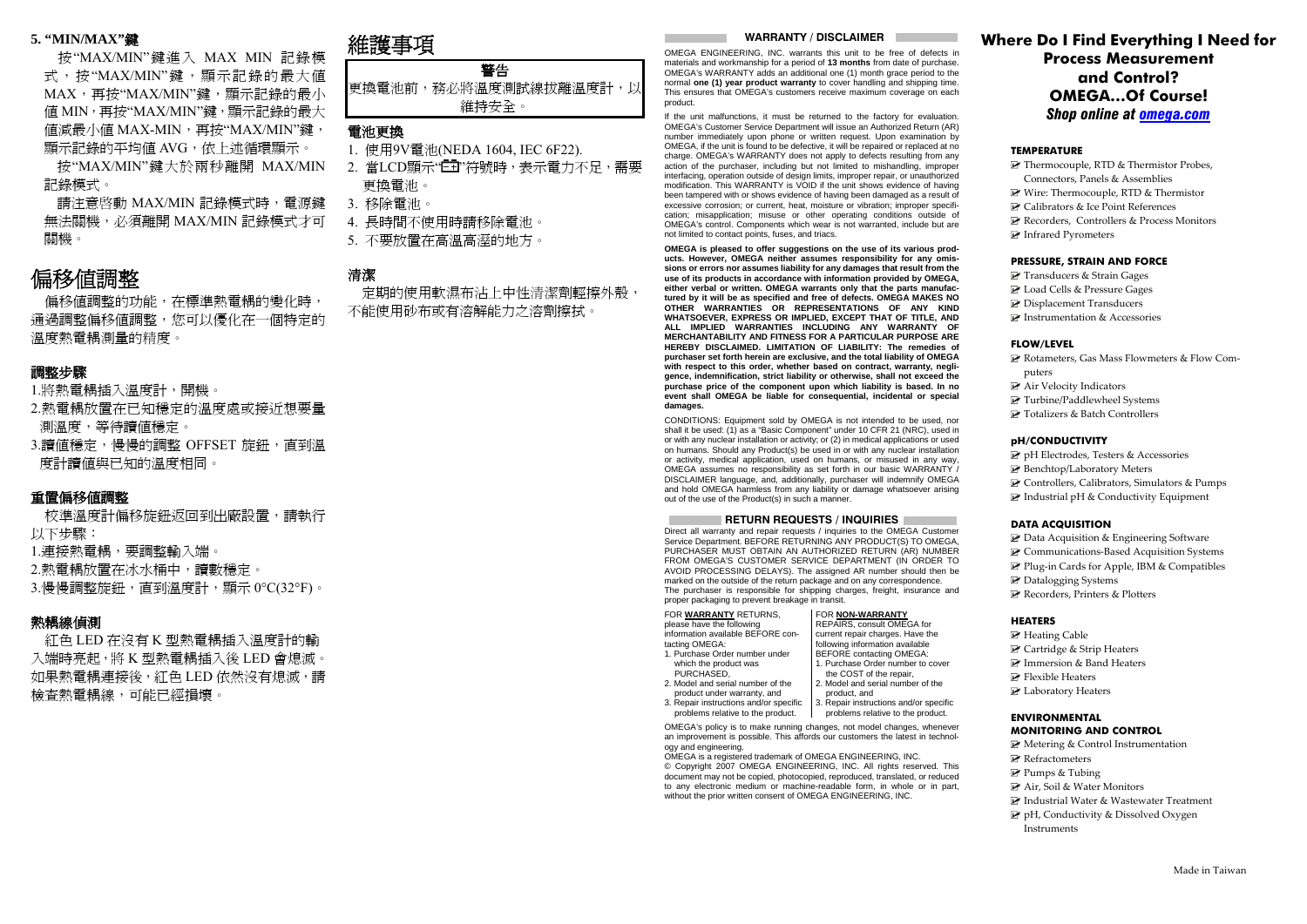### 5. "MIN/MAX"鍵

按"MAX/MIN"鍵進入 MAX MIN 記錄模式，按"MAX/MIN"鍵，顯示記錄的最大值 MAX，再按"MAX/MIN"鍵，顯示記錄的最小值 MIN，再按"MAX/MIN"鍵，顯示記錄的最大值減最小值 MAX-MIN，再按"MAX/MIN"鍵，顯示記錄的平均值 AVG，依上述循環顯示。

按"MAX/MIN"鍵大於兩秒離開 MAX/MIN 記錄模式。

請注意啓動 MAX/MIN 記錄模式時，電源鍵無法關機，必須離開 MAX/MIN 記錄模式才可關機。

# 偏移值調整

偏移值調整的功能，在標準熱電耦的變化時，通過調整偏移值調整，您可以優化在一個特定的溫度熱電耦測量的精度。

### 調整步驟

1.將熱電耦插入溫度計，開機。

2.熱電耦放置在已知穩定的溫度處或接近想要量測溫度，等待讀值穩定。

3.讀值穩定，慢慢的調整 OFFSET 旋鈕，直到溫度計讀值與已知的溫度相同。

### 重置偏移值調整

校準溫度計偏移旋鈕返回到出廠設置，請執行以下步驟：

1.連接熱電耦，要調整輸入端。

2.熱電耦放置在冰水桶中，讀數穩定。

3.慢慢調整旋鈕，直到溫度計，顯示 0°C(32°F)。

### 熱耦線偵測

紅色 LED 在沒有 K 型熱電耦插入溫度計的輸入端時亮起，將 K 型熱電耦插入後 LED 會熄滅。如果熱電耦連接後，紅色 LED 依然沒有熄滅，請檢查熱電耦線，可能已經損壞。

# 維護事項

**警告**

更換電池前，務必將溫度測試線拔離溫度計，以維持安全。

### 電池更換

1. 使用9V電池(NEDA 1604, IEC 6F22).
2. 當LCD顯示"▭"符號時，表示電力不足，需要更換電池。
3. 移除電池。
4. 長時間不使用時請移除電池。
5. 不要放置在高溫高溼的地方。

### 清潔

定期的使用軟濕布沾上中性清潔劑輕擦外殼，不能使用砂布或有溶解能力之溶劑擦拭。

### WARRANTY / DISCLAIMER

OMEGA ENGINEERING, INC. warrants this unit to be free of defects in materials and workmanship for a period of **13 months** from date of purchase. OMEGA's WARRANTY adds an additional one (1) month grace period to the normal **one (1) year product warranty** to cover handling and shipping time. This ensures that OMEGA's customers receive maximum coverage on each product.

If the unit malfunctions, it must be returned to the factory for evaluation. OMEGA's Customer Service Department will issue an Authorized Return (AR) number immediately upon phone or written request. Upon examination by OMEGA, if the unit is found to be defective, it will be repaired or replaced at no charge. OMEGA's WARRANTY does not apply to defects resulting from any action of the purchaser, including but not limited to mishandling, improper interfacing, operation outside of design limits, improper repair, or unauthorized modification. This WARRANTY is VOID if the unit shows evidence of having been tampered with or shows evidence of having been damaged as a result of excessive corrosion; or current, heat, moisture or vibration; improper specification; misapplication; misuse or other operating conditions outside of OMEGA's control. Components which wear is not warranted, include but are not limited to contact points, fuses, and triacs.

**OMEGA is pleased to offer suggestions on the use of its various products. However, OMEGA neither assumes responsibility for any omissions or errors nor assumes liability for any damages that result from the use of its products in accordance with information provided by OMEGA, either verbal or written. OMEGA warrants only that the parts manufactured by it will be as specified and free of defects. OMEGA MAKES NO OTHER WARRANTIES OR REPRESENTATIONS OF ANY KIND WHATSOEVER, EXPRESS OR IMPLIED, EXCEPT THAT OF TITLE, AND ALL IMPLIED WARRANTIES INCLUDING ANY WARRANTY OF MERCHANTABILITY AND FITNESS FOR A PARTICULAR PURPOSE ARE HEREBY DISCLAIMED. LIMITATION OF LIABILITY: The remedies of purchaser set forth herein are exclusive, and the total liability of OMEGA with respect to this order, whether based on contract, warranty, negligence, indemnification, strict liability or otherwise, shall not exceed the purchase price of the component upon which liability is based. In no event shall OMEGA be liable for consequential, incidental or special damages.**

CONDITIONS: Equipment sold by OMEGA is not intended to be used, nor shall it be used: (1) as a "Basic Component" under 10 CFR 21 (NRC), used in or with any nuclear installation or activity; or (2) in medical applications or used on humans. Should any Product(s) be used in or with any nuclear installation or activity, medical application, used on humans, or misused in any way, OMEGA assumes no responsibility as set forth in our basic WARRANTY / DISCLAIMER language, and, additionally, purchaser will indemnify OMEGA and hold OMEGA harmless from any liability or damage whatsoever arising out of the use of the Product(s) in such a manner.

### RETURN REQUESTS / INQUIRIES

Direct all warranty and repair requests / inquiries to the OMEGA Customer Service Department. BEFORE RETURNING ANY PRODUCT(S) TO OMEGA, PURCHASER MUST OBTAIN AN AUTHORIZED RETURN (AR) NUMBER FROM OMEGA'S CUSTOMER SERVICE DEPARTMENT (IN ORDER TO AVOID PROCESSING DELAYS). The assigned AR number should then be marked on the outside of the return package and on any correspondence.

The purchaser is responsible for shipping charges, freight, insurance and proper packaging to prevent breakage in transit.

FOR **WARRANTY** RETURNS, please have the following information available BEFORE contacting OMEGA:
1. Purchase Order number under which the product was PURCHASED,
2. Model and serial number of the product under warranty, and
3. Repair instructions and/or specific problems relative to the product.

FOR **NON-WARRANTY** REPAIRS, consult OMEGA for current repair charges. Have the following information available BEFORE contacting OMEGA:
1. Purchase Order number to cover the COST of the repair,
2. Model and serial number of the product, and
3. Repair instructions and/or specific problems relative to the product.

OMEGA's policy is to make running changes, not model changes, whenever an improvement is possible. This affords our customers the latest in technology and engineering.

OMEGA is a registered trademark of OMEGA ENGINEERING, INC.

© Copyright 2007 OMEGA ENGINEERING, INC. All rights reserved. This document may not be copied, photocopied, reproduced, translated, or reduced to any electronic medium or machine-readable form, in whole or in part, without the prior written consent of OMEGA ENGINEERING, INC.

# Where Do I Find Everything I Need for Process Measurement and Control? OMEGA…Of Course!

***Shop online at omega.com***

#### TEMPERATURE
- Thermocouple, RTD & Thermistor Probes, Connectors, Panels & Assemblies
- Wire: Thermocouple, RTD & Thermistor
- Calibrators & Ice Point References
- Recorders, Controllers & Process Monitors
- Infrared Pyrometers

#### PRESSURE, STRAIN AND FORCE
- Transducers & Strain Gages
- Load Cells & Pressure Gages
- Displacement Transducers
- Instrumentation & Accessories

#### FLOW/LEVEL
- Rotameters, Gas Mass Flowmeters & Flow Computers
- Air Velocity Indicators
- Turbine/Paddlewheel Systems
- Totalizers & Batch Controllers

#### pH/CONDUCTIVITY
- pH Electrodes, Testers & Accessories
- Benchtop/Laboratory Meters
- Controllers, Calibrators, Simulators & Pumps
- Industrial pH & Conductivity Equipment

#### DATA ACQUISITION
- Data Acquisition & Engineering Software
- Communications-Based Acquisition Systems
- Plug-in Cards for Apple, IBM & Compatibles
- Datalogging Systems
- Recorders, Printers & Plotters

#### HEATERS
- Heating Cable
- Cartridge & Strip Heaters
- Immersion & Band Heaters
- Flexible Heaters
- Laboratory Heaters

#### ENVIRONMENTAL MONITORING AND CONTROL
- Metering & Control Instrumentation
- Refractometers
- Pumps & Tubing
- Air, Soil & Water Monitors
- Industrial Water & Wastewater Treatment
- pH, Conductivity & Dissolved Oxygen Instruments

Made in Taiwan